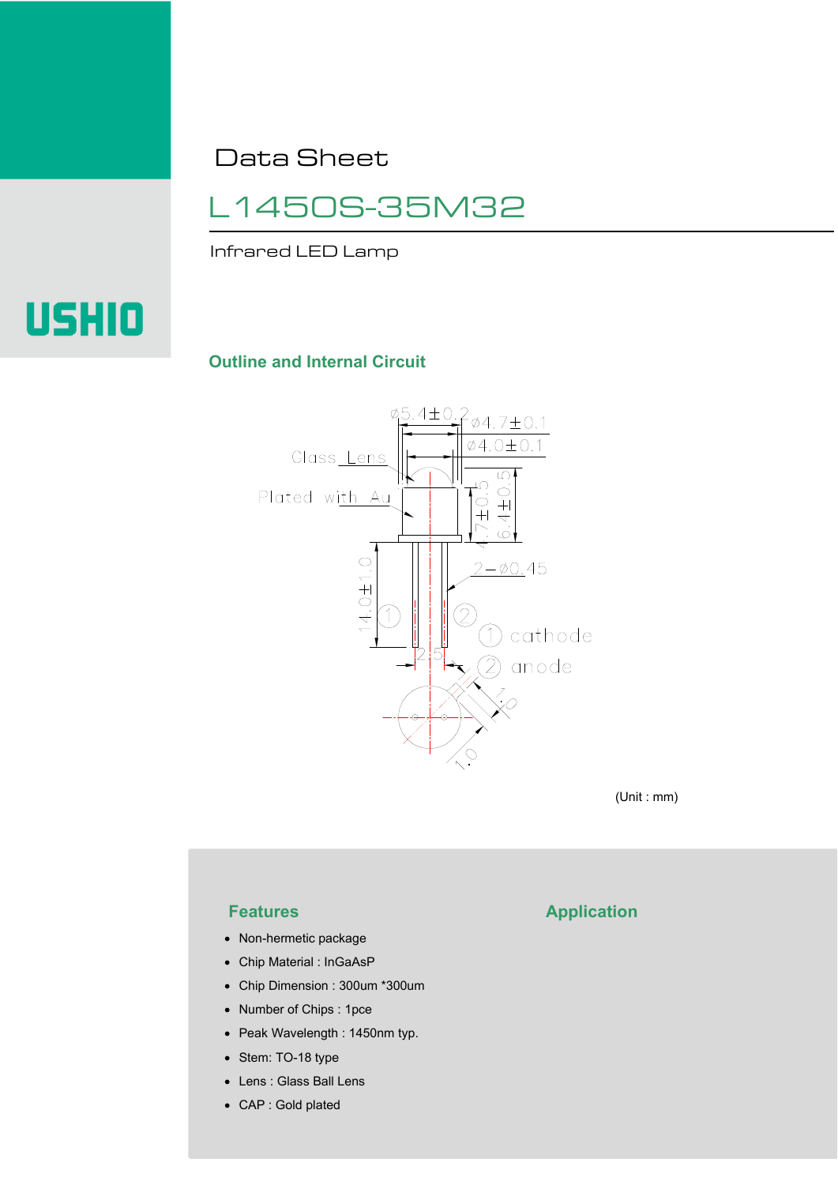Data Sheet

# L1450S-35M32

Infrared LED Lamp

USHIO

## Outline and Internal Circuit

(Unit : mm)

## Features

- Non-hermetic package
- Chip Material : InGaAsP
- Chip Dimension : 300um *300um
- Number of Chips : 1pce
- Peak Wavelength : 1450nm typ.
- Stem: TO-18 type
- Lens : Glass Ball Lens
- CAP : Gold plated

## Application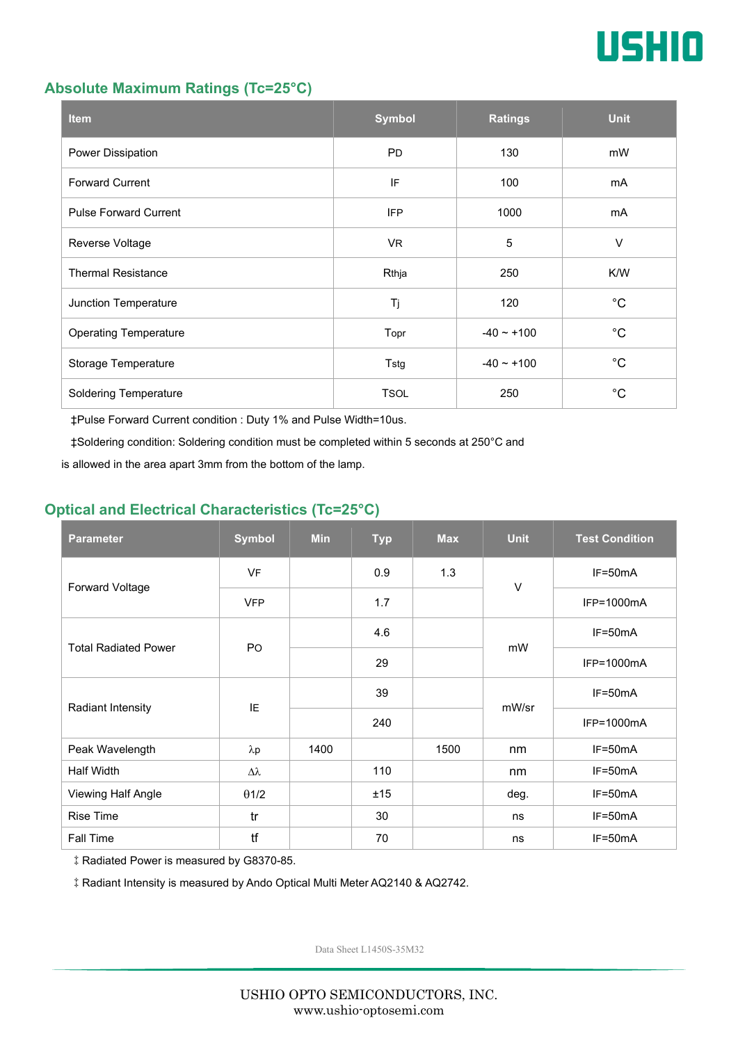## Absolute Maximum Ratings (Tc=25°C)

| Item | Symbol | Ratings | Unit |
|---|---|---|---|
| Power Dissipation | PD | 130 | mW |
| Forward Current | IF | 100 | mA |
| Pulse Forward Current | IFP | 1000 | mA |
| Reverse Voltage | VR | 5 | V |
| Thermal Resistance | Rthja | 250 | K/W |
| Junction Temperature | Tj | 120 | °C |
| Operating Temperature | Topr | -40 ~ +100 | °C |
| Storage Temperature | Tstg | -40 ~ +100 | °C |
| Soldering Temperature | TSOL | 250 | °C |

‡Pulse Forward Current condition : Duty 1% and Pulse Width=10us.

‡Soldering condition: Soldering condition must be completed within 5 seconds at 250°C and is allowed in the area apart 3mm from the bottom of the lamp.

## Optical and Electrical Characteristics (Tc=25°C)

| Parameter | Symbol | Min | Typ | Max | Unit | Test Condition |
|---|---|---|---|---|---|---|
| Forward Voltage | VF | | 0.9 | 1.3 | V | IF=50mA |
| | VFP | | 1.7 | | | IFP=1000mA |
| Total Radiated Power | PO | | 4.6 | | mW | IF=50mA |
| | | | 29 | | | IFP=1000mA |
| Radiant Intensity | IE | | 39 | | mW/sr | IF=50mA |
| | | | 240 | | | IFP=1000mA |
| Peak Wavelength | λp | 1400 | | 1500 | nm | IF=50mA |
| Half Width | Δλ | | 110 | | nm | IF=50mA |
| Viewing Half Angle | θ1/2 | | ±15 | | deg. | IF=50mA |
| Rise Time | tr | | 30 | | ns | IF=50mA |
| Fall Time | tf | | 70 | | ns | IF=50mA |

‡ Radiated Power is measured by G8370-85.

‡ Radiant Intensity is measured by Ando Optical Multi Meter AQ2140 & AQ2742.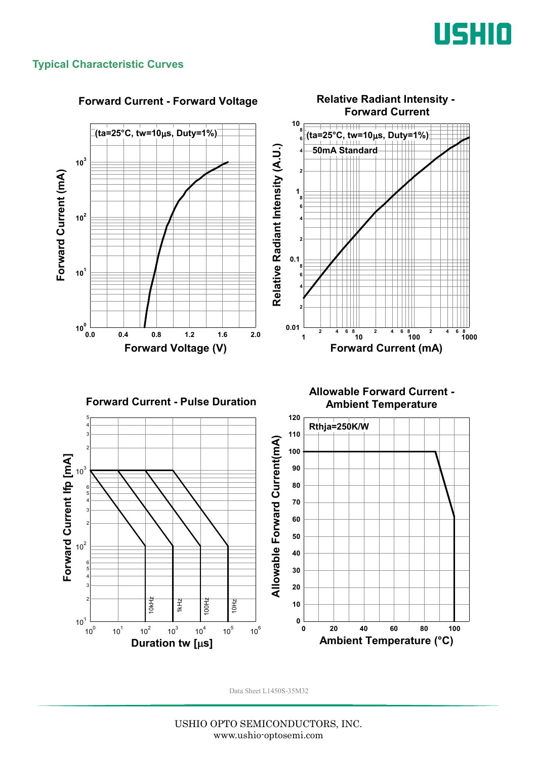## Typical Characteristic Curves

### Forward Current - Forward Voltage

(ta=25°C, tw=10μs, Duty=1%)

Forward Current (mA)

Forward Voltage (V)

### Relative Radiant Intensity - Forward Current

(ta=25°C, tw=10μs, Duty=1%)

50mA Standard

Relative Radiant Intensity (A.U.)

Forward Current (mA)

### Forward Current - Pulse Duration

Forward Current Ifp [mA]

Duration tw [μs]

10kHz, 1kHz, 100Hz, 10Hz

### Allowable Forward Current - Ambient Temperature

Rthja=250K/W

Allowable Forward Current(mA)

Ambient Temperature (°C)

Data Sheet L1450S-35M32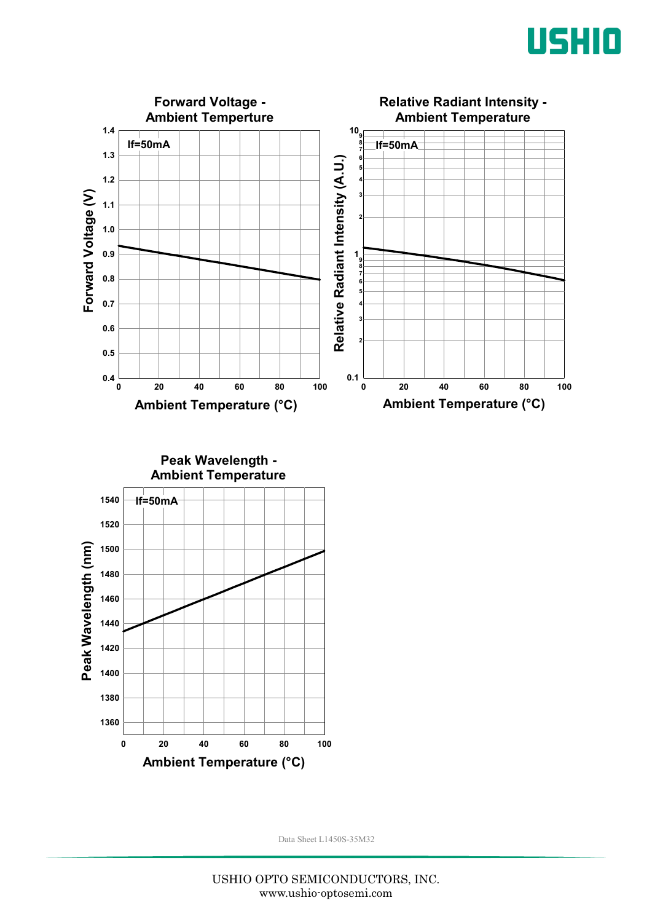## Forward Voltage - Ambient Temperture

If=50mA

Forward Voltage (V)

Ambient Temperature (°C)

## Relative Radiant Intensity - Ambient Temperature

If=50mA

Relative Radiant Intensity (A.U.)

Ambient Temperature (°C)

## Peak Wavelength - Ambient Temperature

If=50mA

Peak Wavelength (nm)

Ambient Temperature (°C)

Data Sheet L1450S-35M32

USHIO OPTO SEMICONDUCTORS, INC.
www.ushio-optosemi.com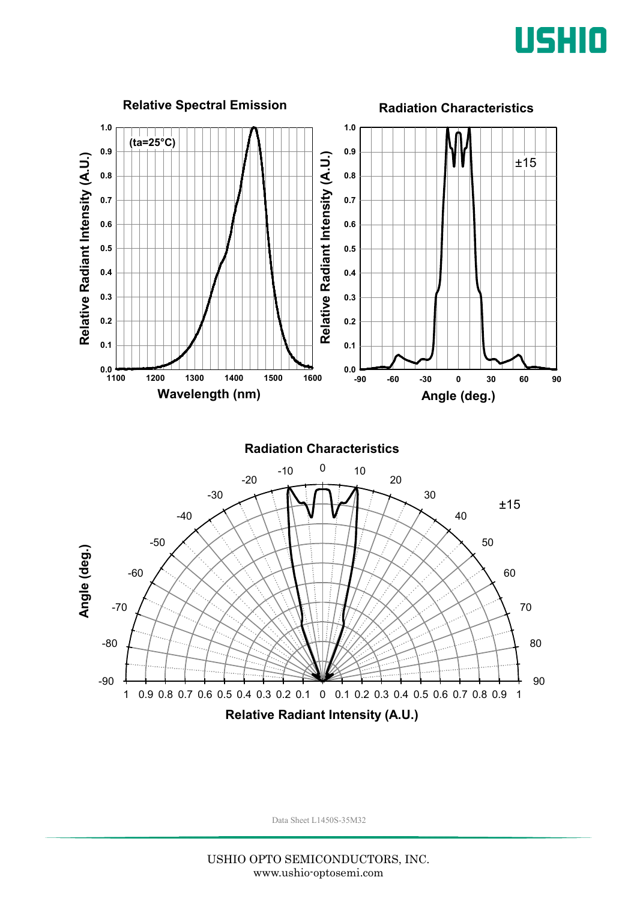## Relative Spectral Emission

(ta=25°C)

Relative Radiant Intensity (A.U.) vs. Wavelength (nm)

## Radiation Characteristics

±15

Relative Radiant Intensity (A.U.) vs. Angle (deg.)

## Radiation Characteristics

±15

Angle (deg.) vs. Relative Radiant Intensity (A.U.)

Data Sheet L1450S-35M32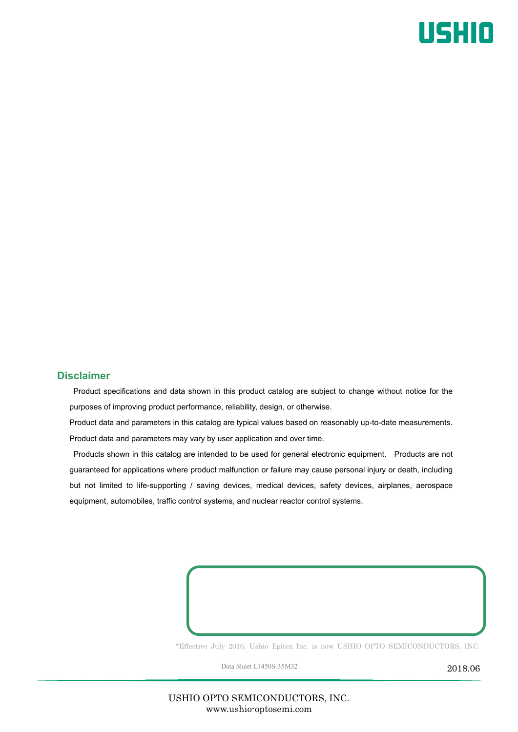## Disclaimer

Product specifications and data shown in this product catalog are subject to change without notice for the purposes of improving product performance, reliability, design, or otherwise.

Product data and parameters in this catalog are typical values based on reasonably up-to-date measurements. Product data and parameters may vary by user application and over time.

Products shown in this catalog are intended to be used for general electronic equipment. Products are not guaranteed for applications where product malfunction or failure may cause personal injury or death, including but not limited to life-supporting / saving devices, medical devices, safety devices, airplanes, aerospace equipment, automobiles, traffic control systems, and nuclear reactor control systems.

*Effective July 2016, Ushio Epitex Inc. is now USHIO OPTO SEMICONDUCTORS, INC.

Data Sheet L1450S-35M32

2018.06

USHIO OPTO SEMICONDUCTORS, INC.
www.ushio-optosemi.com